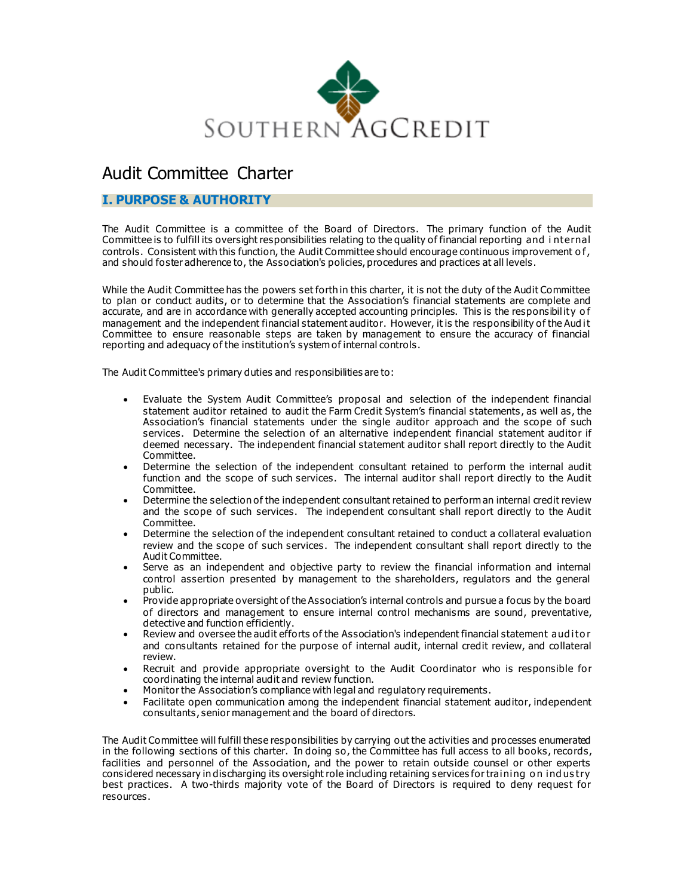SOUTHERN AGCREDIT

# Audit Committee Charter

## I. PURPOSE & AUTHORITY

The Audit Committee is a committee of the Board of Directors. The primary function of the Audit Committee is to fulfill its oversight responsibilities relating to the quality of financial reporting and internal controls. Consistent with this function, the Audit Committee should encourage continuous improvement of, and should foster adherence to, the Association's policies, procedures and practices at all levels.

While the Audit Committee has the powers set forth in this charter, it is not the duty of the Audit Committee to plan or conduct audits, or to determine that the Association's financial statements are complete and accurate, and are in accordance with generally accepted accounting principles. This is the responsibility of management and the independent financial statement auditor. However, it is the responsibility of the Audit Committee to ensure reasonable steps are taken by management to ensure the accuracy of financial reporting and adequacy of the institution's system of internal controls.

The Audit Committee's primary duties and responsibilities are to:

- Evaluate the System Audit Committee's proposal and selection of the independent financial statement auditor retained to audit the Farm Credit System's financial statements, as well as, the Association's financial statements under the single auditor approach and the scope of such services. Determine the selection of an alternative independent financial statement auditor if deemed necessary. The independent financial statement auditor shall report directly to the Audit Committee.
- Determine the selection of the independent consultant retained to perform the internal audit function and the scope of such services. The internal auditor shall report directly to the Audit Committee.
- Determine the selection of the independent consultant retained to perform an internal credit review and the scope of such services. The independent consultant shall report directly to the Audit Committee.
- Determine the selection of the independent consultant retained to conduct a collateral evaluation review and the scope of such services. The independent consultant shall report directly to the Audit Committee.
- Serve as an independent and objective party to review the financial information and internal control assertion presented by management to the shareholders, regulators and the general public.
- Provide appropriate oversight of the Association's internal controls and pursue a focus by the board of directors and management to ensure internal control mechanisms are sound, preventative, detective and function efficiently.
- Review and oversee the audit efforts of the Association's independent financial statement auditor and consultants retained for the purpose of internal audit, internal credit review, and collateral review.
- Recruit and provide appropriate oversight to the Audit Coordinator who is responsible for coordinating the internal audit and review function.
- Monitor the Association's compliance with legal and regulatory requirements.
- Facilitate open communication among the independent financial statement auditor, independent consultants, senior management and the board of directors.

The Audit Committee will fulfill these responsibilities by carrying out the activities and processes enumerated in the following sections of this charter. In doing so, the Committee has full access to all books, records, facilities and personnel of the Association, and the power to retain outside counsel or other experts considered necessary in discharging its oversight role including retaining services for training on industry best practices. A two-thirds majority vote of the Board of Directors is required to deny request for resources.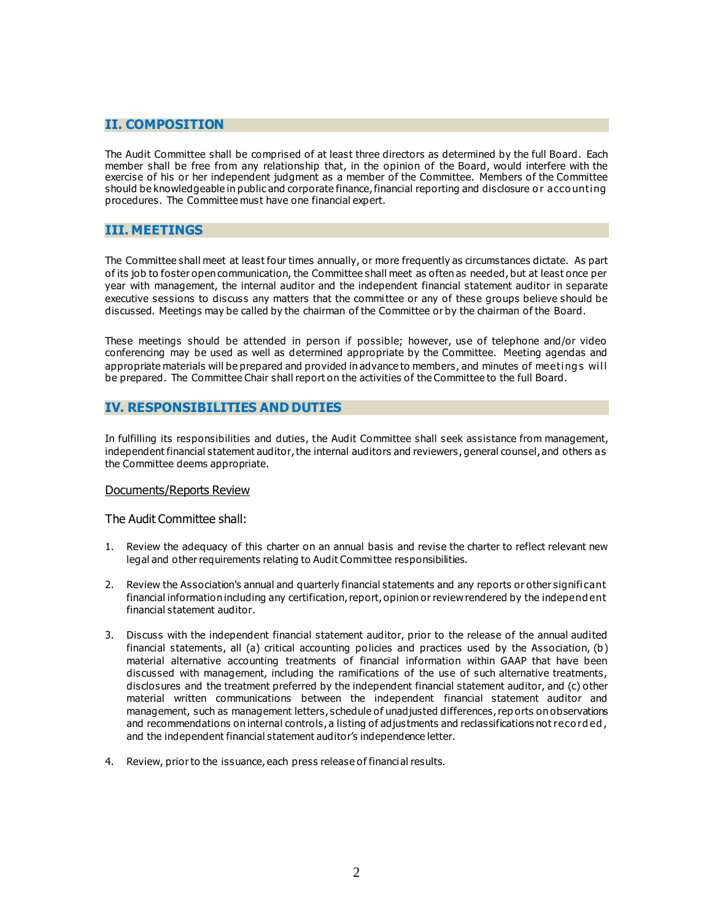## II. COMPOSITION

The Audit Committee shall be comprised of at least three directors as determined by the full Board. Each member shall be free from any relationship that, in the opinion of the Board, would interfere with the exercise of his or her independent judgment as a member of the Committee. Members of the Committee should be knowledgeable in public and corporate finance, financial reporting and disclosure or accounting procedures. The Committee must have one financial expert.

## III. MEETINGS

The Committee shall meet at least four times annually, or more frequently as circumstances dictate. As part of its job to foster open communication, the Committee shall meet as often as needed, but at least once per year with management, the internal auditor and the independent financial statement auditor in separate executive sessions to discuss any matters that the committee or any of these groups believe should be discussed. Meetings may be called by the chairman of the Committee or by the chairman of the Board.

These meetings should be attended in person if possible; however, use of telephone and/or video conferencing may be used as well as determined appropriate by the Committee. Meeting agendas and appropriate materials will be prepared and provided in advance to members, and minutes of meetings will be prepared. The Committee Chair shall report on the activities of the Committee to the full Board.

## IV. RESPONSIBILITIES AND DUTIES

In fulfilling its responsibilities and duties, the Audit Committee shall seek assistance from management, independent financial statement auditor, the internal auditors and reviewers, general counsel, and others as the Committee deems appropriate.

### Documents/Reports Review

The Audit Committee shall:

1. Review the adequacy of this charter on an annual basis and revise the charter to reflect relevant new legal and other requirements relating to Audit Committee responsibilities.

2. Review the Association's annual and quarterly financial statements and any reports or other significant financial information including any certification, report, opinion or review rendered by the independent financial statement auditor.

3. Discuss with the independent financial statement auditor, prior to the release of the annual audited financial statements, all (a) critical accounting policies and practices used by the Association, (b) material alternative accounting treatments of financial information within GAAP that have been discussed with management, including the ramifications of the use of such alternative treatments, disclosures and the treatment preferred by the independent financial statement auditor, and (c) other material written communications between the independent financial statement auditor and management, such as management letters, schedule of unadjusted differences, reports on observations and recommendations on internal controls, a listing of adjustments and reclassifications not recorded, and the independent financial statement auditor's independence letter.

4. Review, prior to the issuance, each press release of financial results.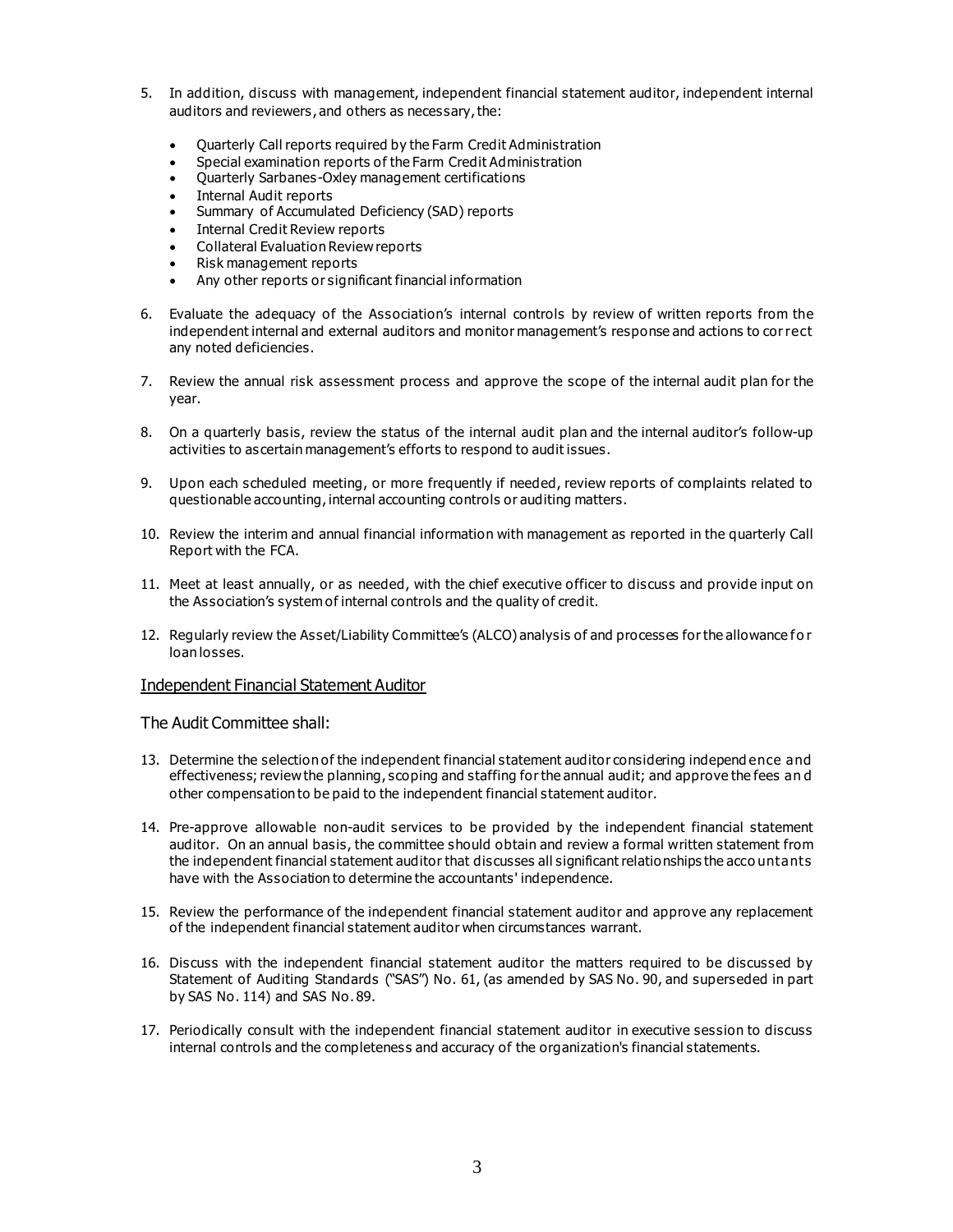5. In addition, discuss with management, independent financial statement auditor, independent internal auditors and reviewers, and others as necessary, the:

   - Quarterly Call reports required by the Farm Credit Administration
   - Special examination reports of the Farm Credit Administration
   - Quarterly Sarbanes-Oxley management certifications
   - Internal Audit reports
   - Summary of Accumulated Deficiency (SAD) reports
   - Internal Credit Review reports
   - Collateral Evaluation Review reports
   - Risk management reports
   - Any other reports or significant financial information

6. Evaluate the adequacy of the Association's internal controls by review of written reports from the independent internal and external auditors and monitor management's response and actions to correct any noted deficiencies.

7. Review the annual risk assessment process and approve the scope of the internal audit plan for the year.

8. On a quarterly basis, review the status of the internal audit plan and the internal auditor's follow-up activities to ascertain management's efforts to respond to audit issues.

9. Upon each scheduled meeting, or more frequently if needed, review reports of complaints related to questionable accounting, internal accounting controls or auditing matters.

10. Review the interim and annual financial information with management as reported in the quarterly Call Report with the FCA.

11. Meet at least annually, or as needed, with the chief executive officer to discuss and provide input on the Association's system of internal controls and the quality of credit.

12. Regularly review the Asset/Liability Committee's (ALCO) analysis of and processes for the allowance for loan losses.

## Independent Financial Statement Auditor

The Audit Committee shall:

13. Determine the selection of the independent financial statement auditor considering independence and effectiveness; review the planning, scoping and staffing for the annual audit; and approve the fees and other compensation to be paid to the independent financial statement auditor.

14. Pre-approve allowable non-audit services to be provided by the independent financial statement auditor. On an annual basis, the committee should obtain and review a formal written statement from the independent financial statement auditor that discusses all significant relationships the accountants have with the Association to determine the accountants' independence.

15. Review the performance of the independent financial statement auditor and approve any replacement of the independent financial statement auditor when circumstances warrant.

16. Discuss with the independent financial statement auditor the matters required to be discussed by Statement of Auditing Standards ("SAS") No. 61, (as amended by SAS No. 90, and superseded in part by SAS No. 114) and SAS No. 89.

17. Periodically consult with the independent financial statement auditor in executive session to discuss internal controls and the completeness and accuracy of the organization's financial statements.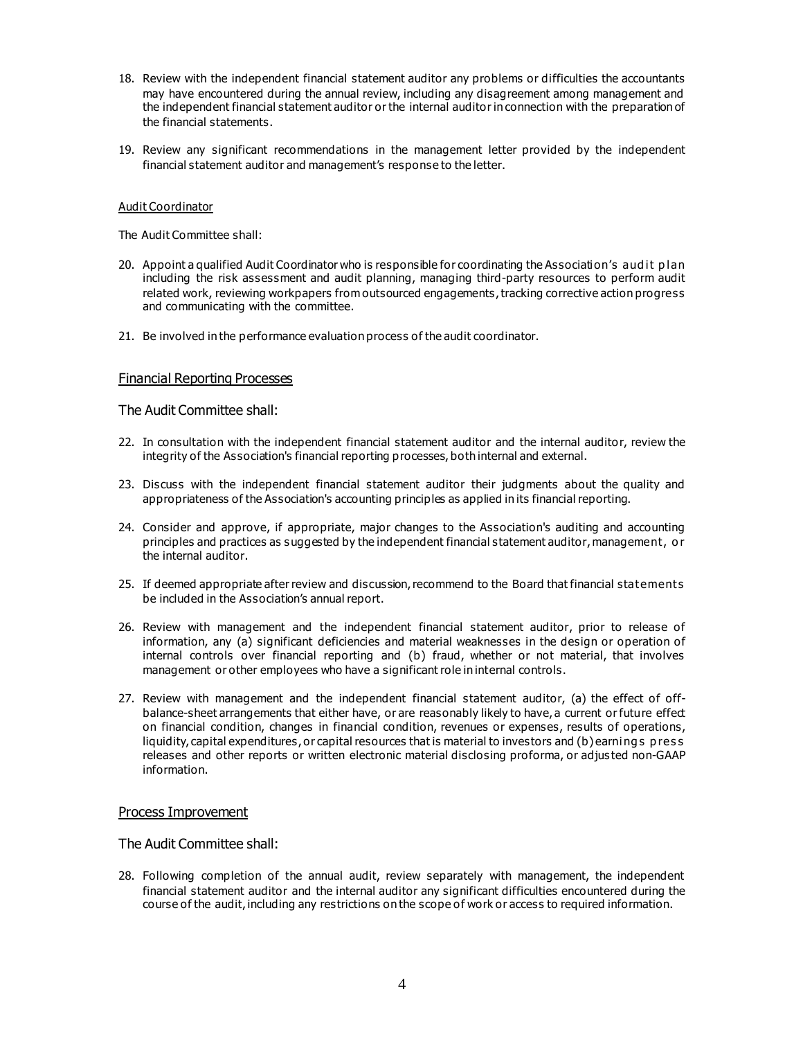18. Review with the independent financial statement auditor any problems or difficulties the accountants may have encountered during the annual review, including any disagreement among management and the independent financial statement auditor or the internal auditor in connection with the preparation of the financial statements.

19. Review any significant recommendations in the management letter provided by the independent financial statement auditor and management's response to the letter.

Audit Coordinator

The Audit Committee shall:

20. Appoint a qualified Audit Coordinator who is responsible for coordinating the Association's audit plan including the risk assessment and audit planning, managing third-party resources to perform audit related work, reviewing workpapers from outsourced engagements, tracking corrective action progress and communicating with the committee.

21. Be involved in the performance evaluation process of the audit coordinator.

## Financial Reporting Processes

The Audit Committee shall:

22. In consultation with the independent financial statement auditor and the internal auditor, review the integrity of the Association's financial reporting processes, both internal and external.

23. Discuss with the independent financial statement auditor their judgments about the quality and appropriateness of the Association's accounting principles as applied in its financial reporting.

24. Consider and approve, if appropriate, major changes to the Association's auditing and accounting principles and practices as suggested by the independent financial statement auditor, management, or the internal auditor.

25. If deemed appropriate after review and discussion, recommend to the Board that financial statements be included in the Association's annual report.

26. Review with management and the independent financial statement auditor, prior to release of information, any (a) significant deficiencies and material weaknesses in the design or operation of internal controls over financial reporting and (b) fraud, whether or not material, that involves management or other employees who have a significant role in internal controls.

27. Review with management and the independent financial statement auditor, (a) the effect of off-balance-sheet arrangements that either have, or are reasonably likely to have, a current or future effect on financial condition, changes in financial condition, revenues or expenses, results of operations, liquidity, capital expenditures, or capital resources that is material to investors and (b) earnings press releases and other reports or written electronic material disclosing proforma, or adjusted non-GAAP information.

## Process Improvement

The Audit Committee shall:

28. Following completion of the annual audit, review separately with management, the independent financial statement auditor and the internal auditor any significant difficulties encountered during the course of the audit, including any restrictions on the scope of work or access to required information.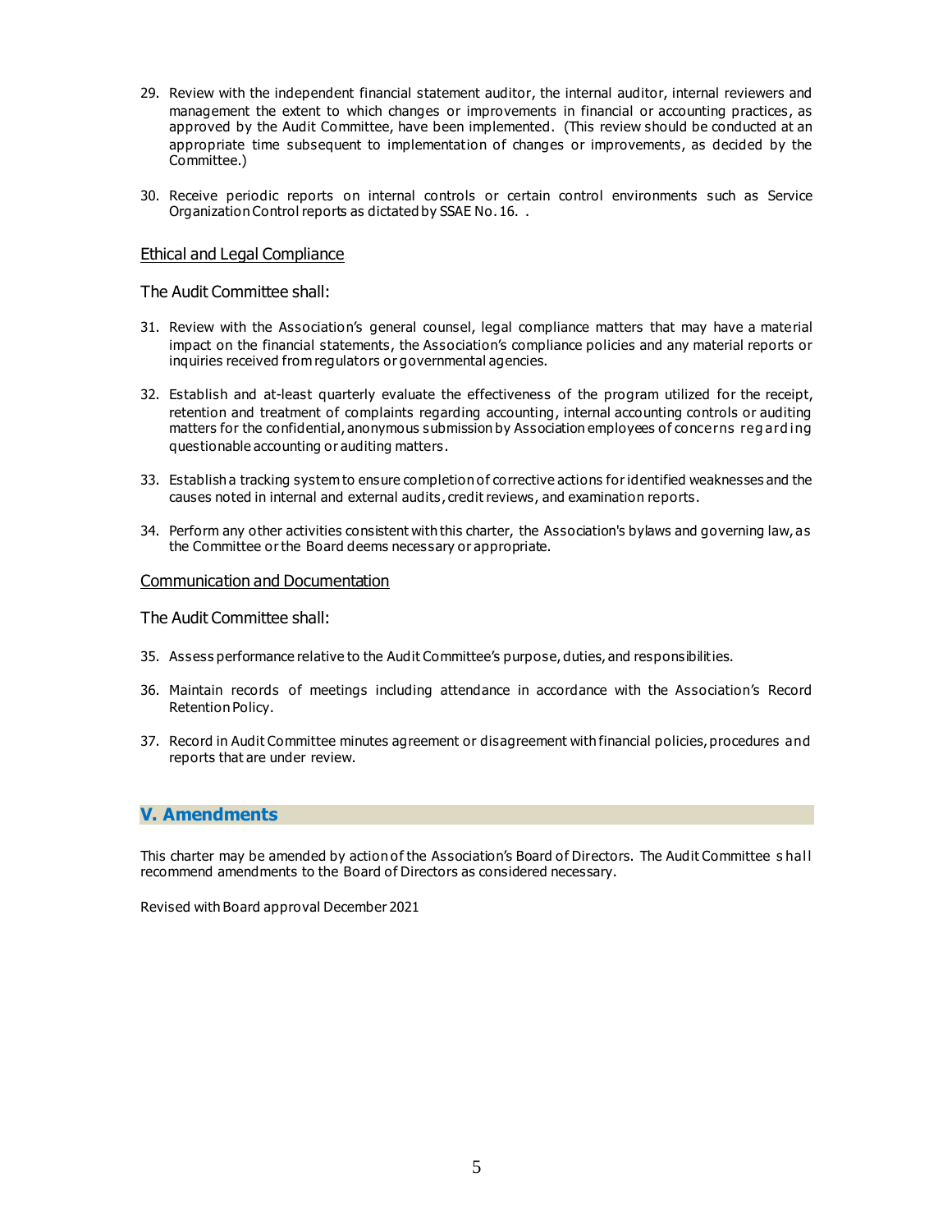29. Review with the independent financial statement auditor, the internal auditor, internal reviewers and management the extent to which changes or improvements in financial or accounting practices, as approved by the Audit Committee, have been implemented. (This review should be conducted at an appropriate time subsequent to implementation of changes or improvements, as decided by the Committee.)

30. Receive periodic reports on internal controls or certain control environments such as Service Organization Control reports as dictated by SSAE No. 16. .

### Ethical and Legal Compliance

The Audit Committee shall:

31. Review with the Association's general counsel, legal compliance matters that may have a material impact on the financial statements, the Association's compliance policies and any material reports or inquiries received from regulators or governmental agencies.

32. Establish and at-least quarterly evaluate the effectiveness of the program utilized for the receipt, retention and treatment of complaints regarding accounting, internal accounting controls or auditing matters for the confidential, anonymous submission by Association employees of concerns regarding questionable accounting or auditing matters.

33. Establish a tracking system to ensure completion of corrective actions for identified weaknesses and the causes noted in internal and external audits, credit reviews, and examination reports.

34. Perform any other activities consistent with this charter, the Association's bylaws and governing law, as the Committee or the Board deems necessary or appropriate.

### Communication and Documentation

The Audit Committee shall:

35. Assess performance relative to the Audit Committee's purpose, duties, and responsibilities.

36. Maintain records of meetings including attendance in accordance with the Association's Record Retention Policy.

37. Record in Audit Committee minutes agreement or disagreement with financial policies, procedures and reports that are under review.

## V. Amendments

This charter may be amended by action of the Association's Board of Directors. The Audit Committee shall recommend amendments to the Board of Directors as considered necessary.

Revised with Board approval December 2021